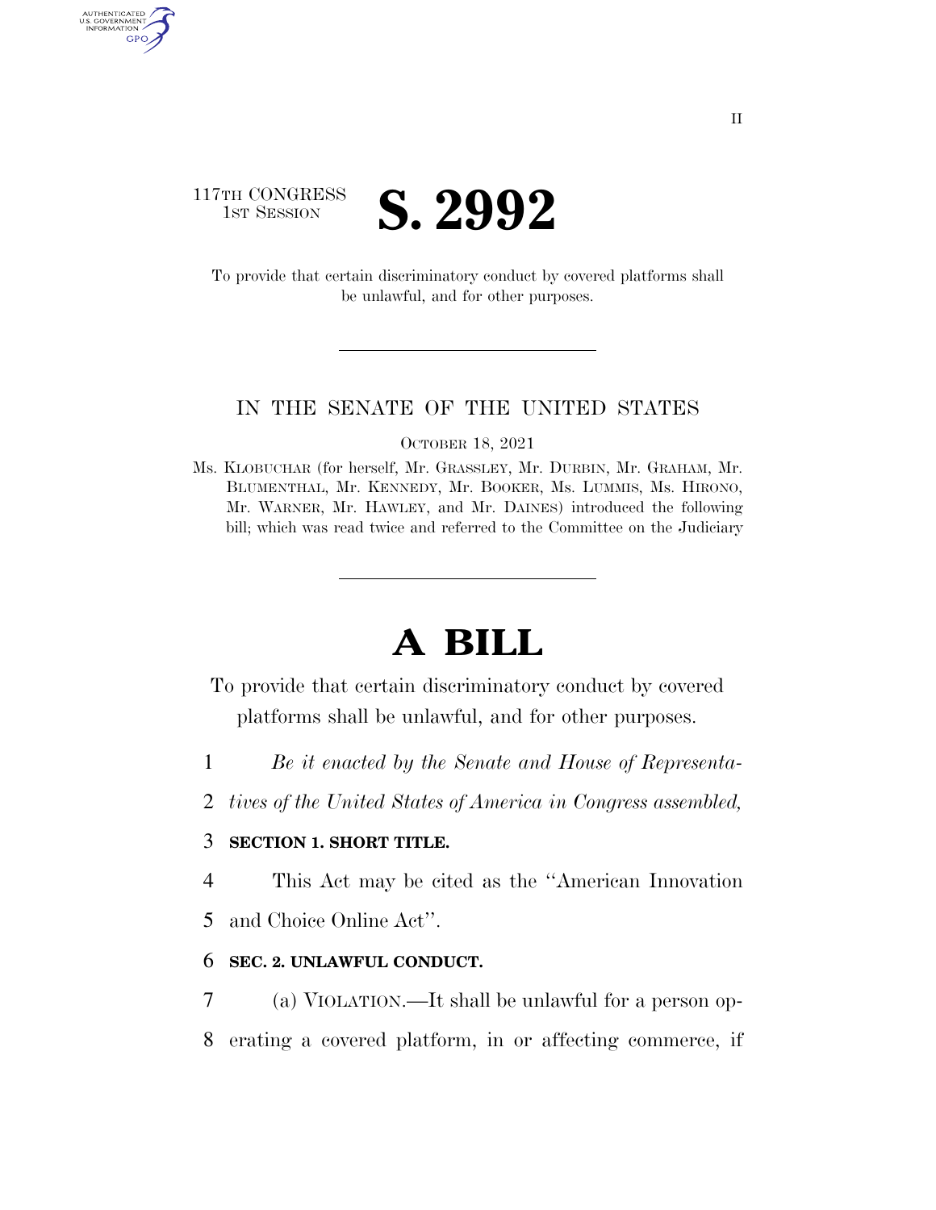II

117TH CONGRESS
1ST SESSION

# S. 2992

To provide that certain discriminatory conduct by covered platforms shall be unlawful, and for other purposes.

---

IN THE SENATE OF THE UNITED STATES

OCTOBER 18, 2021

Ms. KLOBUCHAR (for herself, Mr. GRASSLEY, Mr. DURBIN, Mr. GRAHAM, Mr. BLUMENTHAL, Mr. KENNEDY, Mr. BOOKER, Ms. LUMMIS, Ms. HIRONO, Mr. WARNER, Mr. HAWLEY, and Mr. DAINES) introduced the following bill; which was read twice and referred to the Committee on the Judiciary

---

# A BILL

To provide that certain discriminatory conduct by covered platforms shall be unlawful, and for other purposes.

1 *Be it enacted by the Senate and House of Representa-*
2 *tives of the United States of America in Congress assembled,*

3 **SECTION 1. SHORT TITLE.**

4 This Act may be cited as the ''American Innovation
5 and Choice Online Act''.

6 **SEC. 2. UNLAWFUL CONDUCT.**

7 (a) VIOLATION.—It shall be unlawful for a person op-
8 erating a covered platform, in or affecting commerce, if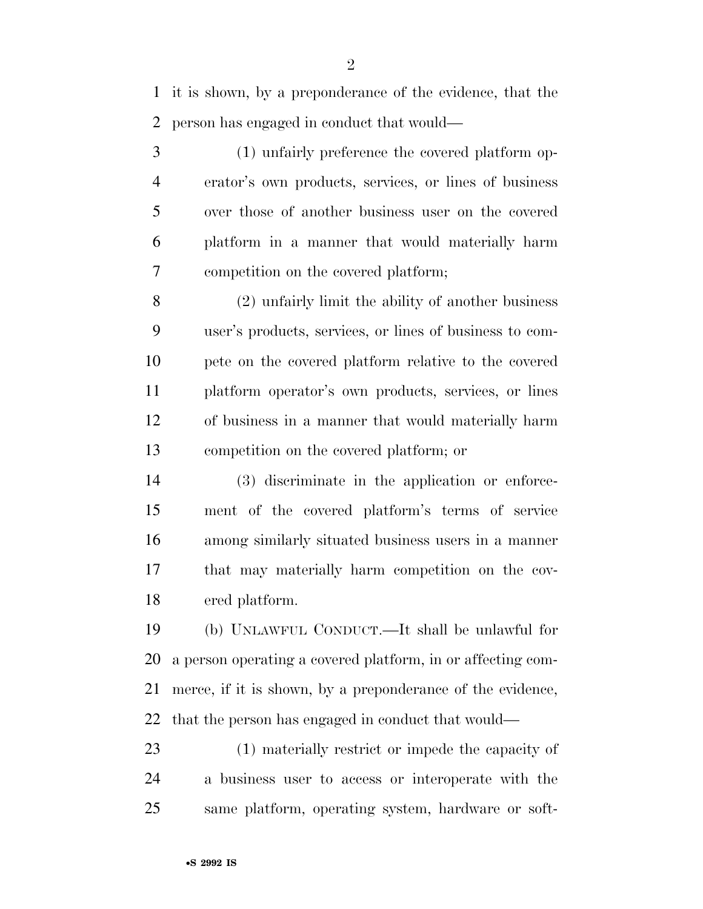it is shown, by a preponderance of the evidence, that the person has engaged in conduct that would—

(1) unfairly preference the covered platform operator's own products, services, or lines of business over those of another business user on the covered platform in a manner that would materially harm competition on the covered platform;

(2) unfairly limit the ability of another business user's products, services, or lines of business to compete on the covered platform relative to the covered platform operator's own products, services, or lines of business in a manner that would materially harm competition on the covered platform; or

(3) discriminate in the application or enforcement of the covered platform's terms of service among similarly situated business users in a manner that may materially harm competition on the covered platform.

(b) UNLAWFUL CONDUCT.—It shall be unlawful for a person operating a covered platform, in or affecting commerce, if it is shown, by a preponderance of the evidence, that the person has engaged in conduct that would—

(1) materially restrict or impede the capacity of a business user to access or interoperate with the same platform, operating system, hardware or soft-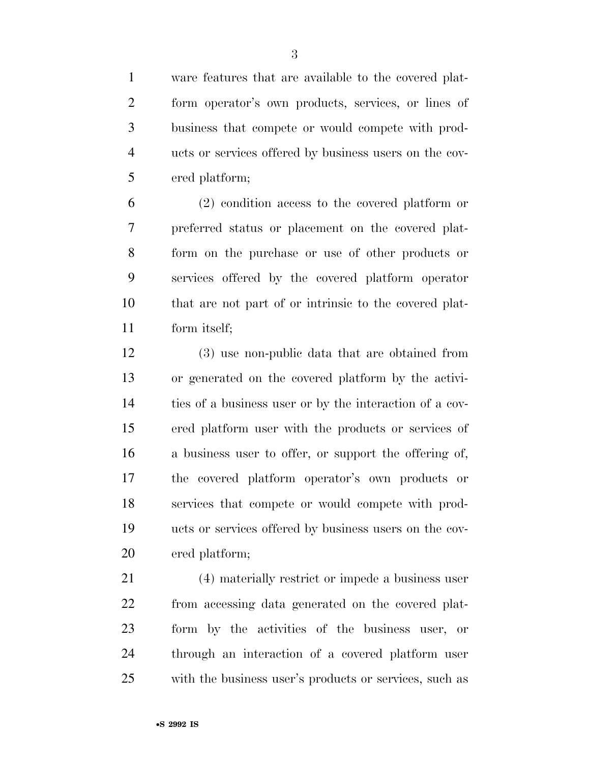ware features that are available to the covered platform operator's own products, services, or lines of business that compete or would compete with products or services offered by business users on the covered platform;

(2) condition access to the covered platform or preferred status or placement on the covered platform on the purchase or use of other products or services offered by the covered platform operator that are not part of or intrinsic to the covered platform itself;

(3) use non-public data that are obtained from or generated on the covered platform by the activities of a business user or by the interaction of a covered platform user with the products or services of a business user to offer, or support the offering of, the covered platform operator's own products or services that compete or would compete with products or services offered by business users on the covered platform;

(4) materially restrict or impede a business user from accessing data generated on the covered platform by the activities of the business user, or through an interaction of a covered platform user with the business user's products or services, such as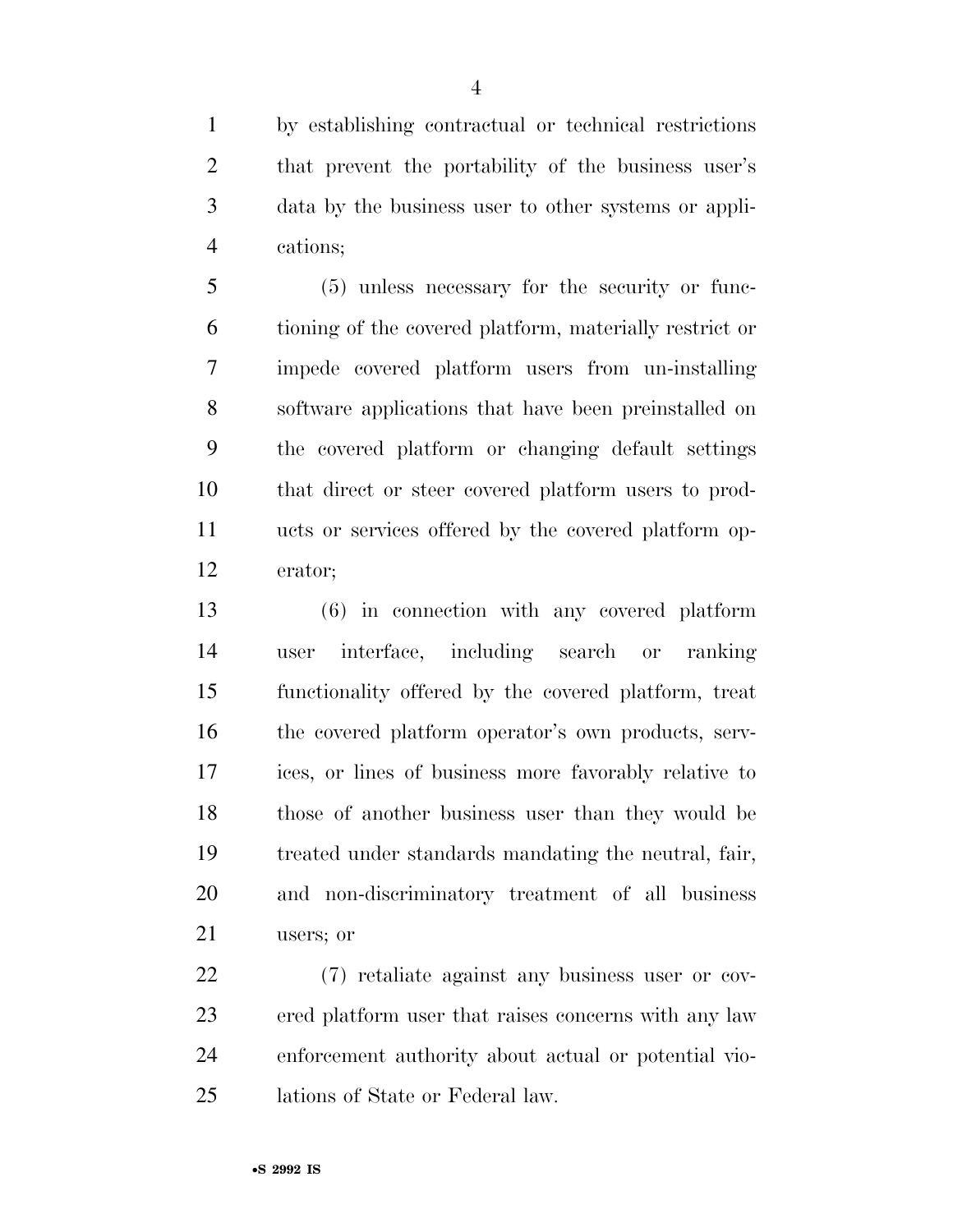by establishing contractual or technical restrictions that prevent the portability of the business user's data by the business user to other systems or applications;

(5) unless necessary for the security or functioning of the covered platform, materially restrict or impede covered platform users from un-installing software applications that have been preinstalled on the covered platform or changing default settings that direct or steer covered platform users to products or services offered by the covered platform operator;

(6) in connection with any covered platform user interface, including search or ranking functionality offered by the covered platform, treat the covered platform operator's own products, services, or lines of business more favorably relative to those of another business user than they would be treated under standards mandating the neutral, fair, and non-discriminatory treatment of all business users; or

(7) retaliate against any business user or covered platform user that raises concerns with any law enforcement authority about actual or potential violations of State or Federal law.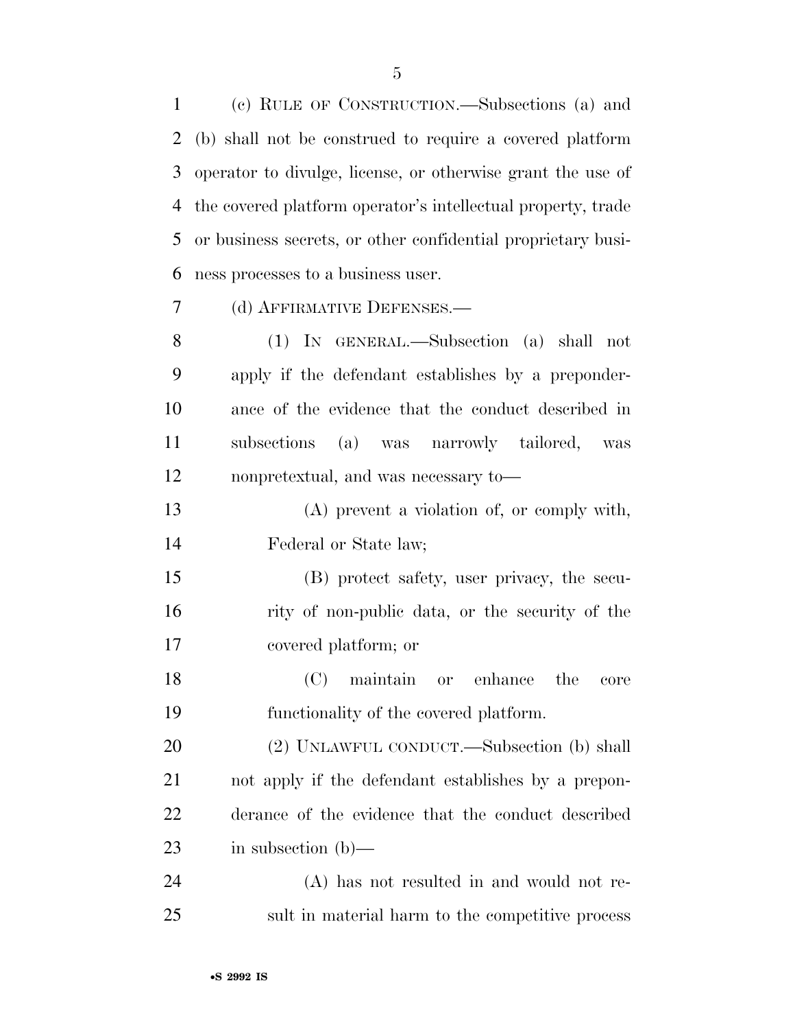(c) RULE OF CONSTRUCTION.—Subsections (a) and (b) shall not be construed to require a covered platform operator to divulge, license, or otherwise grant the use of the covered platform operator's intellectual property, trade or business secrets, or other confidential proprietary business processes to a business user.

(d) AFFIRMATIVE DEFENSES.—

(1) IN GENERAL.—Subsection (a) shall not apply if the defendant establishes by a preponderance of the evidence that the conduct described in subsections (a) was narrowly tailored, was nonpretextual, and was necessary to—

(A) prevent a violation of, or comply with, Federal or State law;

(B) protect safety, user privacy, the security of non-public data, or the security of the covered platform; or

(C) maintain or enhance the core functionality of the covered platform.

(2) UNLAWFUL CONDUCT.—Subsection (b) shall not apply if the defendant establishes by a preponderance of the evidence that the conduct described in subsection (b)—

(A) has not resulted in and would not result in material harm to the competitive process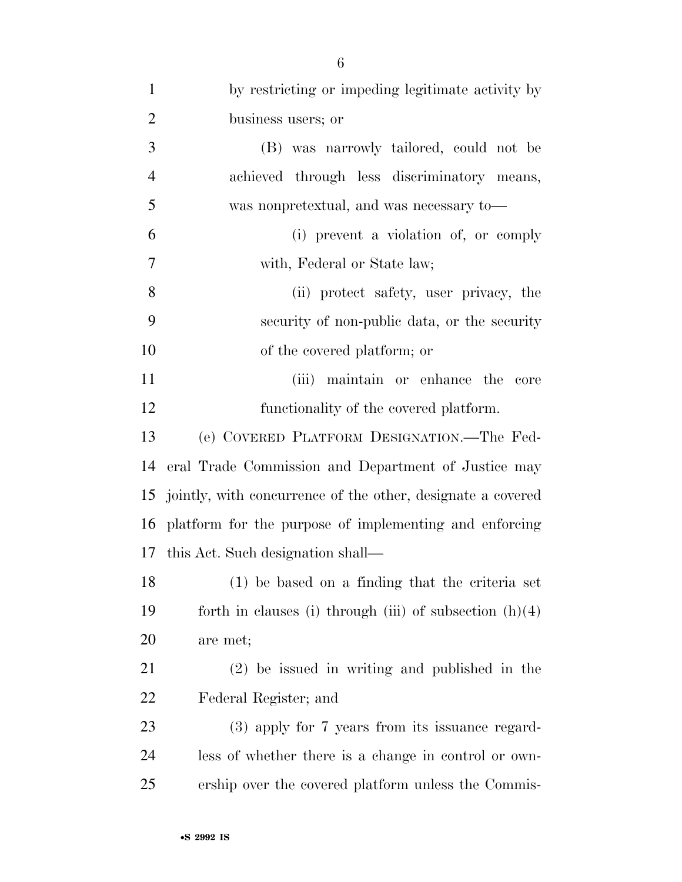by restricting or impeding legitimate activity by business users; or

(B) was narrowly tailored, could not be achieved through less discriminatory means, was nonpretextual, and was necessary to—

(i) prevent a violation of, or comply with, Federal or State law;

(ii) protect safety, user privacy, the security of non-public data, or the security of the covered platform; or

(iii) maintain or enhance the core functionality of the covered platform.

(e) COVERED PLATFORM DESIGNATION.—The Federal Trade Commission and Department of Justice may jointly, with concurrence of the other, designate a covered platform for the purpose of implementing and enforcing this Act. Such designation shall—

(1) be based on a finding that the criteria set forth in clauses (i) through (iii) of subsection (h)(4) are met;

(2) be issued in writing and published in the Federal Register; and

(3) apply for 7 years from its issuance regardless of whether there is a change in control or ownership over the covered platform unless the Commis-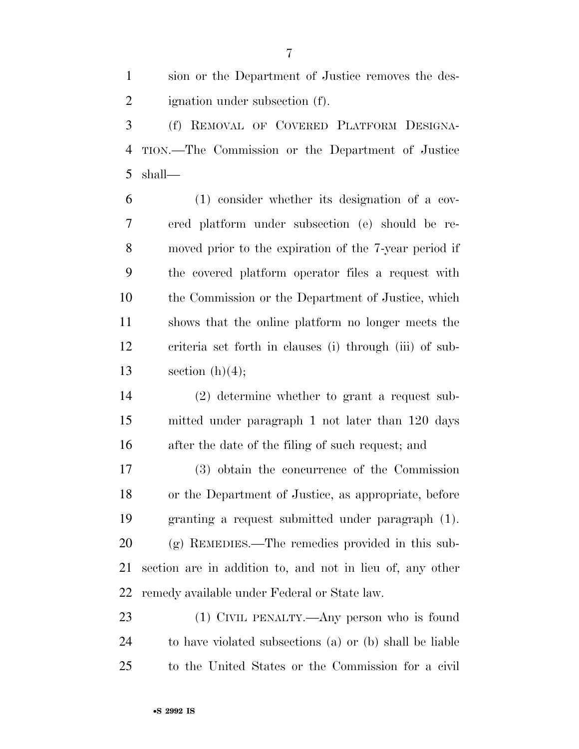sion or the Department of Justice removes the designation under subsection (f).

(f) REMOVAL OF COVERED PLATFORM DESIGNATION.—The Commission or the Department of Justice shall—

(1) consider whether its designation of a covered platform under subsection (e) should be removed prior to the expiration of the 7-year period if the covered platform operator files a request with the Commission or the Department of Justice, which shows that the online platform no longer meets the criteria set forth in clauses (i) through (iii) of subsection (h)(4);

(2) determine whether to grant a request submitted under paragraph 1 not later than 120 days after the date of the filing of such request; and

(3) obtain the concurrence of the Commission or the Department of Justice, as appropriate, before granting a request submitted under paragraph (1).

(g) REMEDIES.—The remedies provided in this subsection are in addition to, and not in lieu of, any other remedy available under Federal or State law.

(1) CIVIL PENALTY.—Any person who is found to have violated subsections (a) or (b) shall be liable to the United States or the Commission for a civil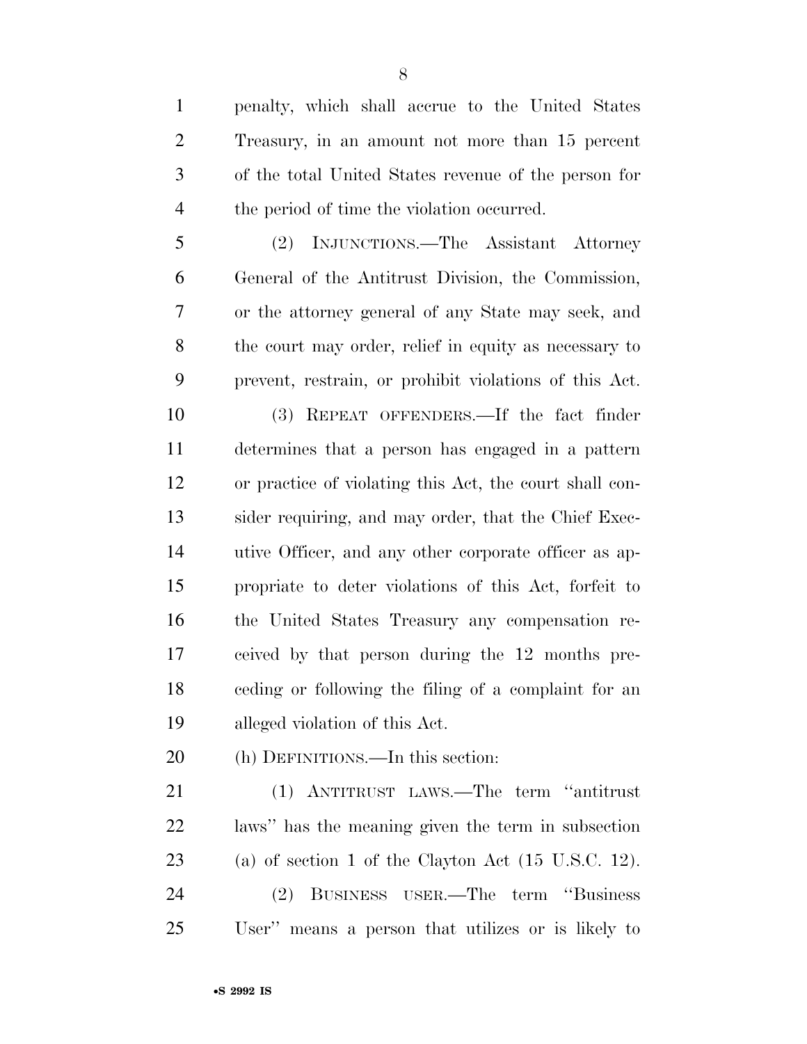penalty, which shall accrue to the United States Treasury, in an amount not more than 15 percent of the total United States revenue of the person for the period of time the violation occurred.

(2) INJUNCTIONS.—The Assistant Attorney General of the Antitrust Division, the Commission, or the attorney general of any State may seek, and the court may order, relief in equity as necessary to prevent, restrain, or prohibit violations of this Act.

(3) REPEAT OFFENDERS.—If the fact finder determines that a person has engaged in a pattern or practice of violating this Act, the court shall consider requiring, and may order, that the Chief Executive Officer, and any other corporate officer as appropriate to deter violations of this Act, forfeit to the United States Treasury any compensation received by that person during the 12 months preceding or following the filing of a complaint for an alleged violation of this Act.

(h) DEFINITIONS.—In this section:

(1) ANTITRUST LAWS.—The term ''antitrust laws'' has the meaning given the term in subsection (a) of section 1 of the Clayton Act (15 U.S.C. 12).

(2) BUSINESS USER.—The term ''Business User'' means a person that utilizes or is likely to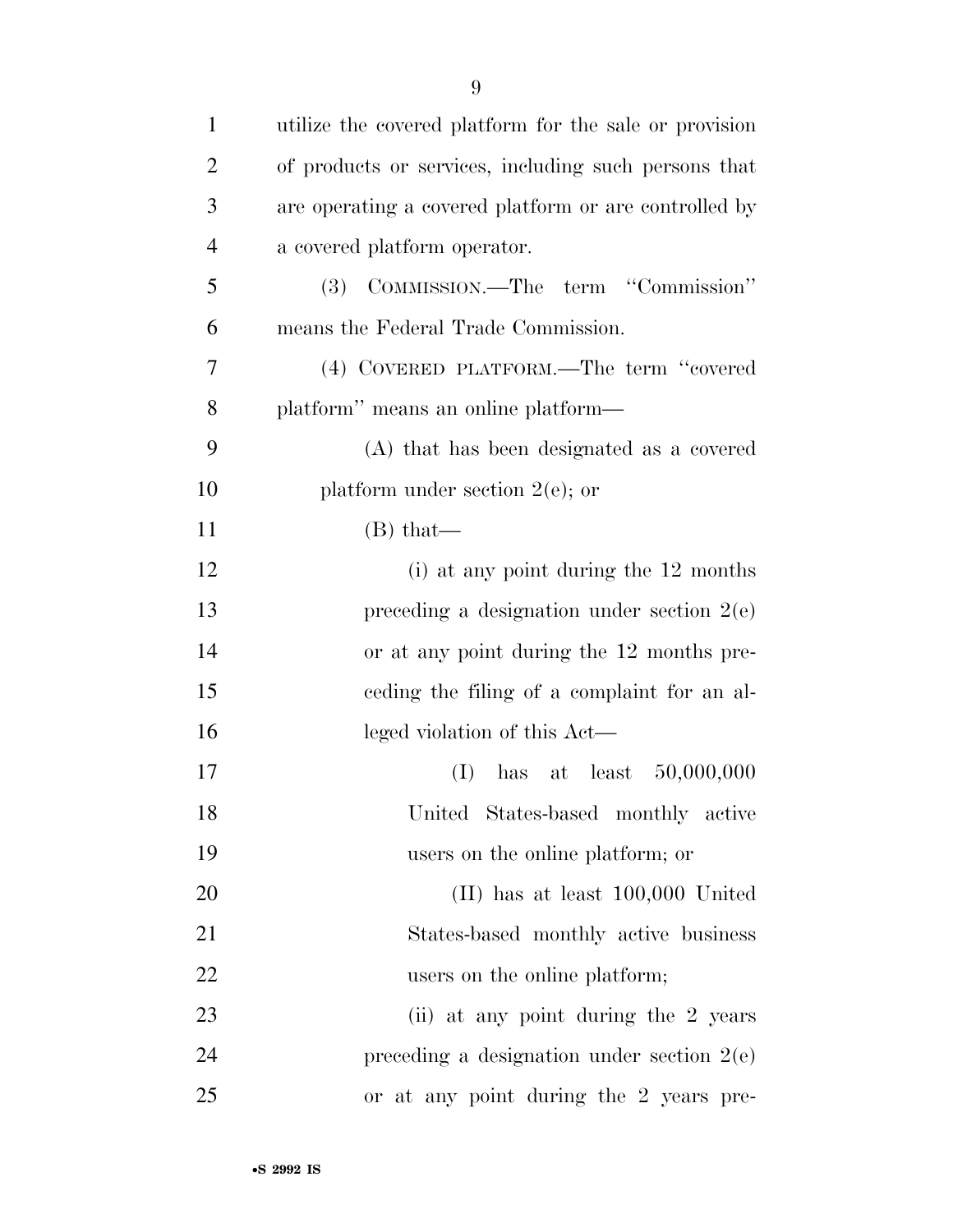utilize the covered platform for the sale or provision of products or services, including such persons that are operating a covered platform or are controlled by a covered platform operator.

(3) COMMISSION.—The term "Commission" means the Federal Trade Commission.

(4) COVERED PLATFORM.—The term "covered platform" means an online platform—

(A) that has been designated as a covered platform under section 2(e); or

(B) that—

(i) at any point during the 12 months preceding a designation under section 2(e) or at any point during the 12 months preceding the filing of a complaint for an alleged violation of this Act—

(I) has at least 50,000,000 United States-based monthly active users on the online platform; or

(II) has at least 100,000 United States-based monthly active business users on the online platform;

(ii) at any point during the 2 years preceding a designation under section 2(e) or at any point during the 2 years pre-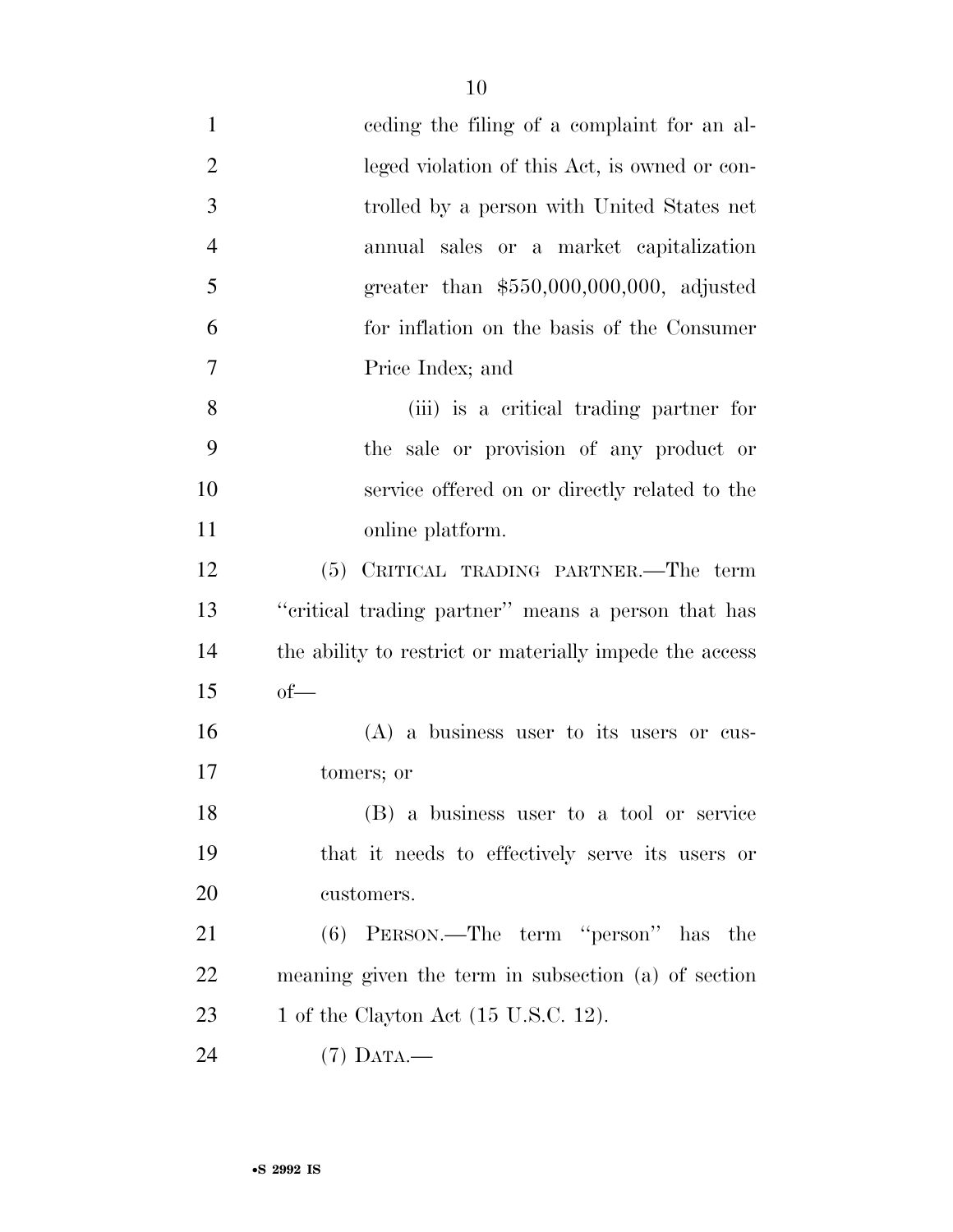ceding the filing of a complaint for an alleged violation of this Act, is owned or controlled by a person with United States net annual sales or a market capitalization greater than $550,000,000,000, adjusted for inflation on the basis of the Consumer Price Index; and

(iii) is a critical trading partner for the sale or provision of any product or service offered on or directly related to the online platform.

(5) CRITICAL TRADING PARTNER.—The term "critical trading partner" means a person that has the ability to restrict or materially impede the access of—

(A) a business user to its users or customers; or

(B) a business user to a tool or service that it needs to effectively serve its users or customers.

(6) PERSON.—The term "person" has the meaning given the term in subsection (a) of section 1 of the Clayton Act (15 U.S.C. 12).

(7) DATA.—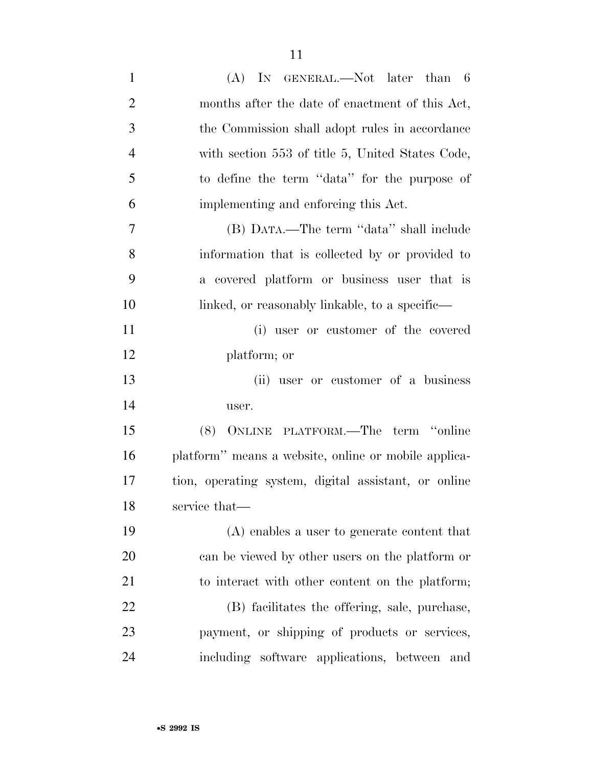(A) IN GENERAL.—Not later than 6 months after the date of enactment of this Act, the Commission shall adopt rules in accordance with section 553 of title 5, United States Code, to define the term "data" for the purpose of implementing and enforcing this Act.

(B) DATA.—The term "data" shall include information that is collected by or provided to a covered platform or business user that is linked, or reasonably linkable, to a specific—

(i) user or customer of the covered platform; or

(ii) user or customer of a business user.

(8) ONLINE PLATFORM.—The term "online platform" means a website, online or mobile application, operating system, digital assistant, or online service that—

(A) enables a user to generate content that can be viewed by other users on the platform or to interact with other content on the platform;

(B) facilitates the offering, sale, purchase, payment, or shipping of products or services, including software applications, between and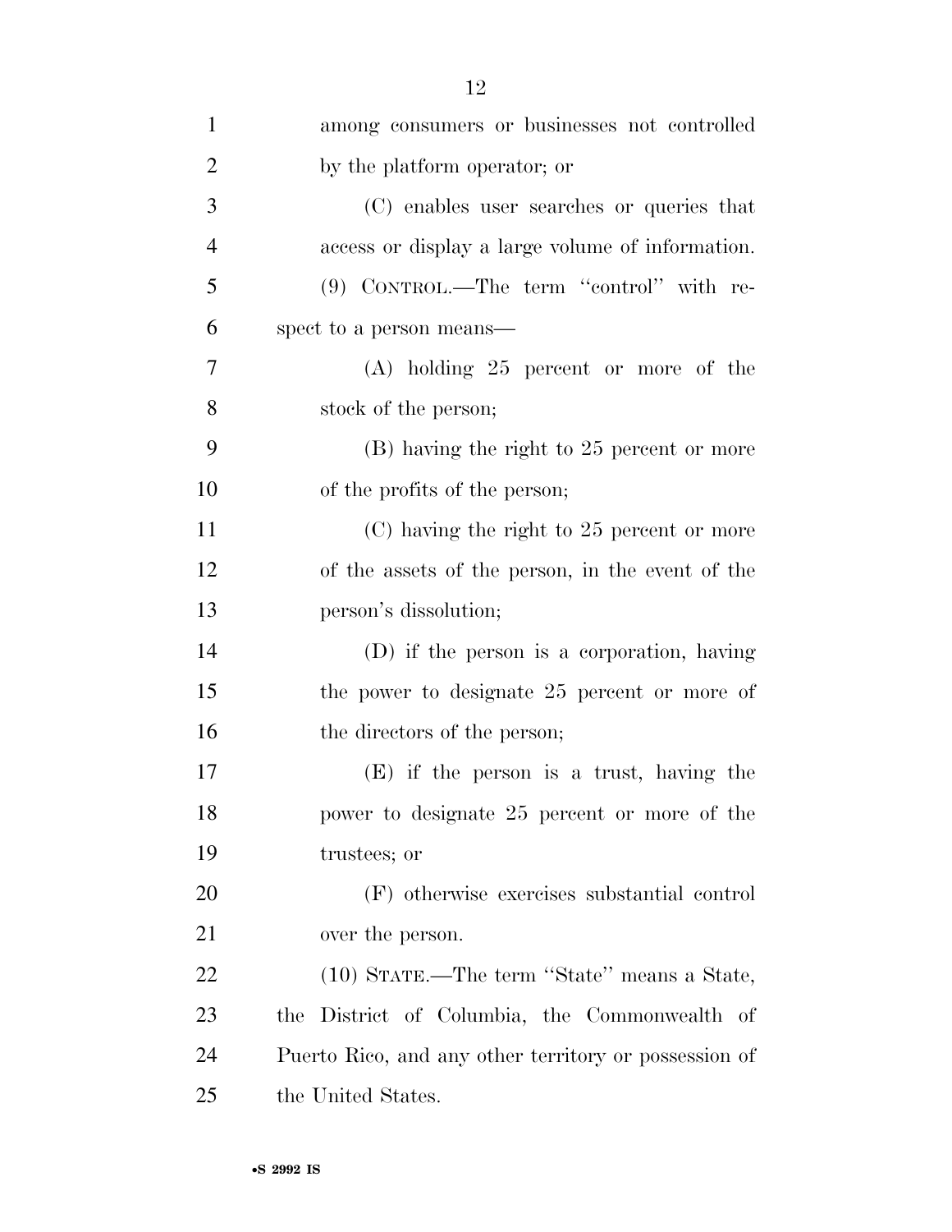among consumers or businesses not controlled by the platform operator; or

(C) enables user searches or queries that access or display a large volume of information.

(9) CONTROL.—The term "control" with respect to a person means—

(A) holding 25 percent or more of the stock of the person;

(B) having the right to 25 percent or more of the profits of the person;

(C) having the right to 25 percent or more of the assets of the person, in the event of the person's dissolution;

(D) if the person is a corporation, having the power to designate 25 percent or more of the directors of the person;

(E) if the person is a trust, having the power to designate 25 percent or more of the trustees; or

(F) otherwise exercises substantial control over the person.

(10) STATE.—The term "State" means a State, the District of Columbia, the Commonwealth of Puerto Rico, and any other territory or possession of the United States.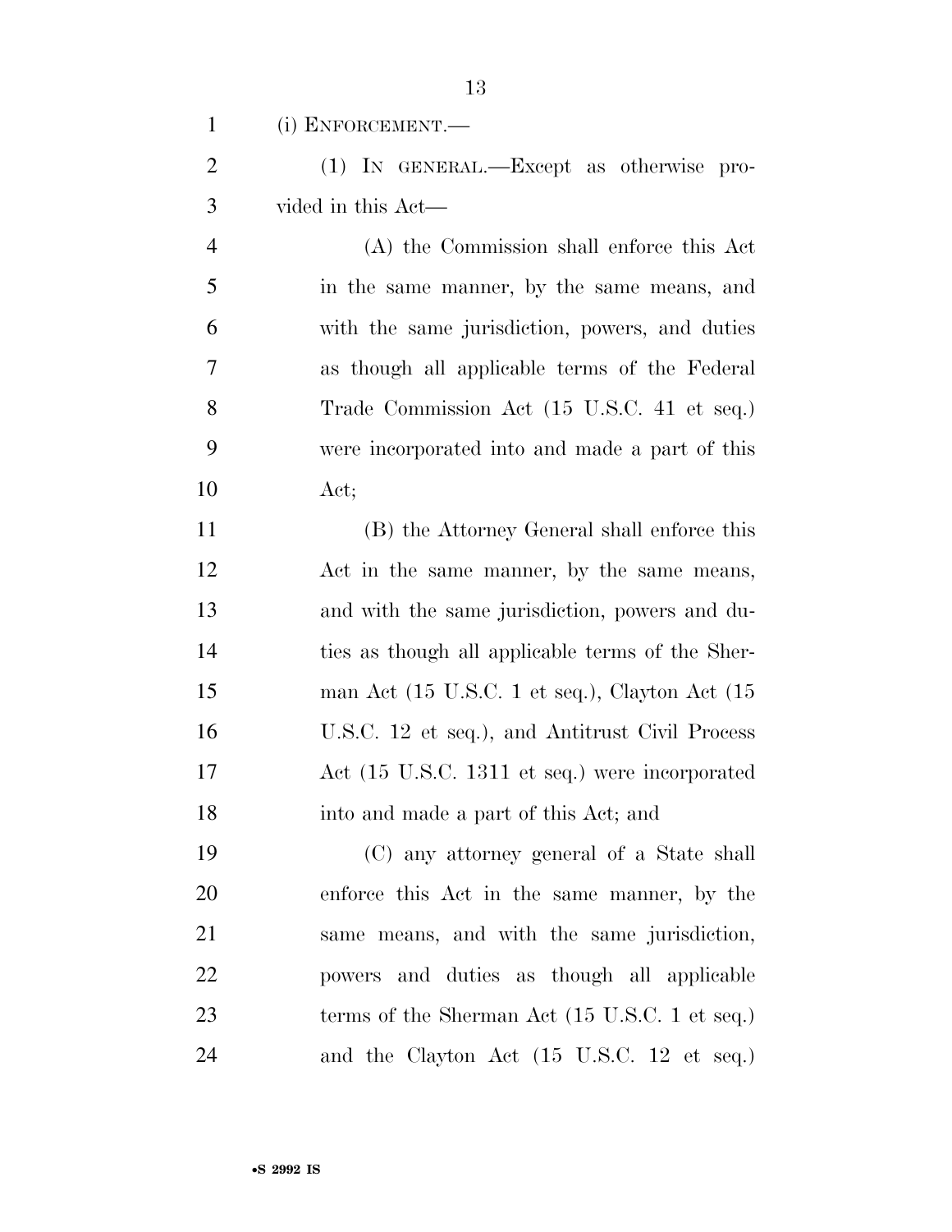(i) ENFORCEMENT.—

(1) IN GENERAL.—Except as otherwise provided in this Act—

(A) the Commission shall enforce this Act in the same manner, by the same means, and with the same jurisdiction, powers, and duties as though all applicable terms of the Federal Trade Commission Act (15 U.S.C. 41 et seq.) were incorporated into and made a part of this Act;

(B) the Attorney General shall enforce this Act in the same manner, by the same means, and with the same jurisdiction, powers and duties as though all applicable terms of the Sherman Act (15 U.S.C. 1 et seq.), Clayton Act (15 U.S.C. 12 et seq.), and Antitrust Civil Process Act (15 U.S.C. 1311 et seq.) were incorporated into and made a part of this Act; and

(C) any attorney general of a State shall enforce this Act in the same manner, by the same means, and with the same jurisdiction, powers and duties as though all applicable terms of the Sherman Act (15 U.S.C. 1 et seq.) and the Clayton Act (15 U.S.C. 12 et seq.)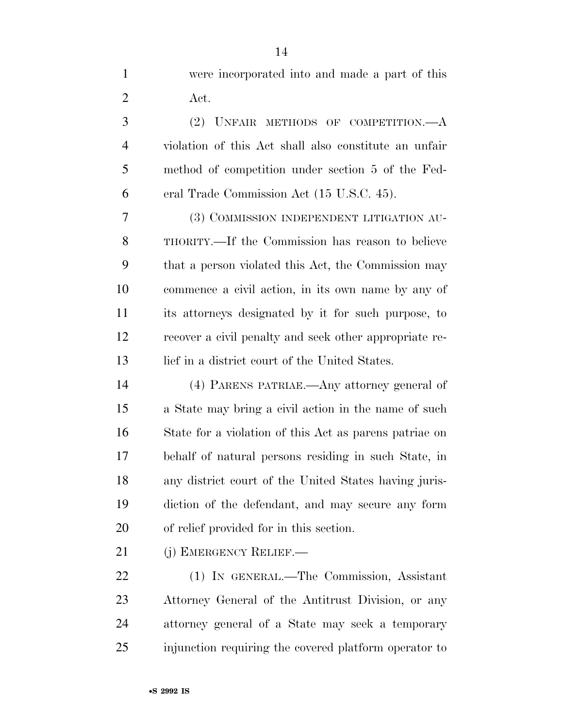were incorporated into and made a part of this Act.

(2) UNFAIR METHODS OF COMPETITION.—A violation of this Act shall also constitute an unfair method of competition under section 5 of the Federal Trade Commission Act (15 U.S.C. 45).

(3) COMMISSION INDEPENDENT LITIGATION AUTHORITY.—If the Commission has reason to believe that a person violated this Act, the Commission may commence a civil action, in its own name by any of its attorneys designated by it for such purpose, to recover a civil penalty and seek other appropriate relief in a district court of the United States.

(4) PARENS PATRIAE.—Any attorney general of a State may bring a civil action in the name of such State for a violation of this Act as parens patriae on behalf of natural persons residing in such State, in any district court of the United States having jurisdiction of the defendant, and may secure any form of relief provided for in this section.

(j) EMERGENCY RELIEF.—

(1) IN GENERAL.—The Commission, Assistant Attorney General of the Antitrust Division, or any attorney general of a State may seek a temporary injunction requiring the covered platform operator to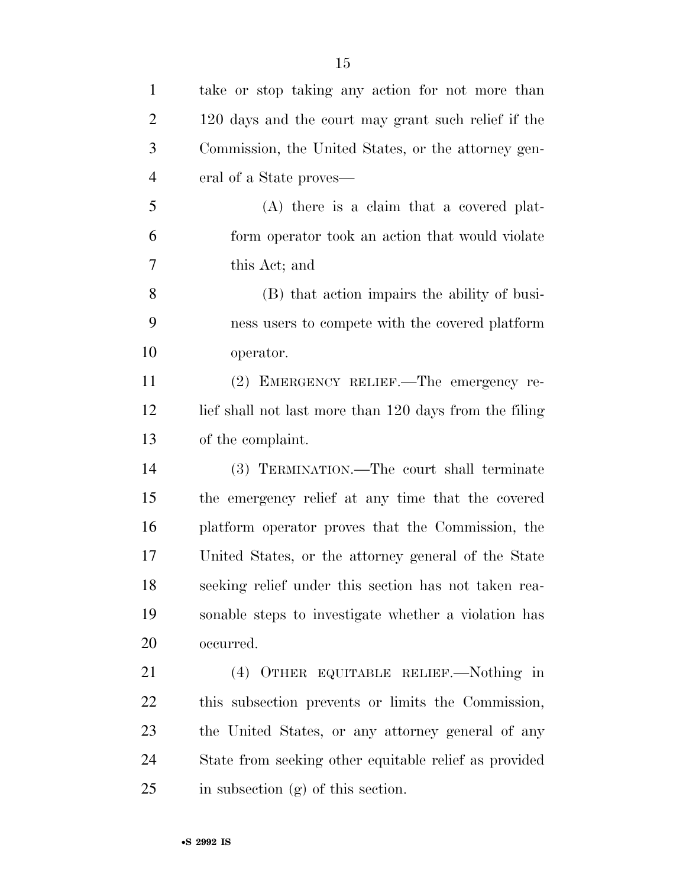take or stop taking any action for not more than 120 days and the court may grant such relief if the Commission, the United States, or the attorney general of a State proves—

(A) there is a claim that a covered platform operator took an action that would violate this Act; and

(B) that action impairs the ability of business users to compete with the covered platform operator.

(2) EMERGENCY RELIEF.—The emergency relief shall not last more than 120 days from the filing of the complaint.

(3) TERMINATION.—The court shall terminate the emergency relief at any time that the covered platform operator proves that the Commission, the United States, or the attorney general of the State seeking relief under this section has not taken reasonable steps to investigate whether a violation has occurred.

(4) OTHER EQUITABLE RELIEF.—Nothing in this subsection prevents or limits the Commission, the United States, or any attorney general of any State from seeking other equitable relief as provided in subsection (g) of this section.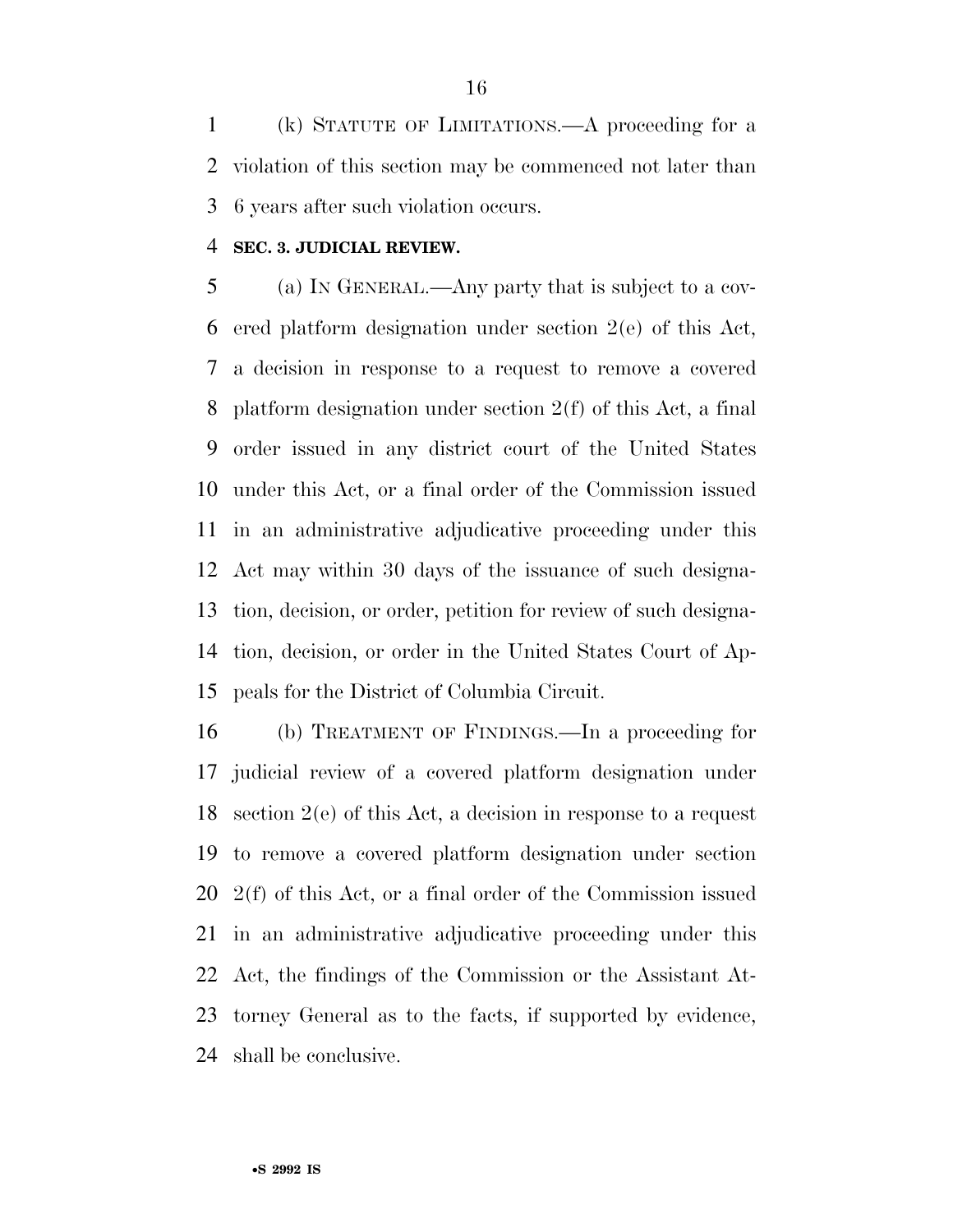(k) STATUTE OF LIMITATIONS.—A proceeding for a violation of this section may be commenced not later than 6 years after such violation occurs.

**SEC. 3. JUDICIAL REVIEW.**

(a) IN GENERAL.—Any party that is subject to a covered platform designation under section 2(e) of this Act, a decision in response to a request to remove a covered platform designation under section 2(f) of this Act, a final order issued in any district court of the United States under this Act, or a final order of the Commission issued in an administrative adjudicative proceeding under this Act may within 30 days of the issuance of such designation, decision, or order, petition for review of such designation, decision, or order in the United States Court of Appeals for the District of Columbia Circuit.

(b) TREATMENT OF FINDINGS.—In a proceeding for judicial review of a covered platform designation under section 2(e) of this Act, a decision in response to a request to remove a covered platform designation under section 2(f) of this Act, or a final order of the Commission issued in an administrative adjudicative proceeding under this Act, the findings of the Commission or the Assistant Attorney General as to the facts, if supported by evidence, shall be conclusive.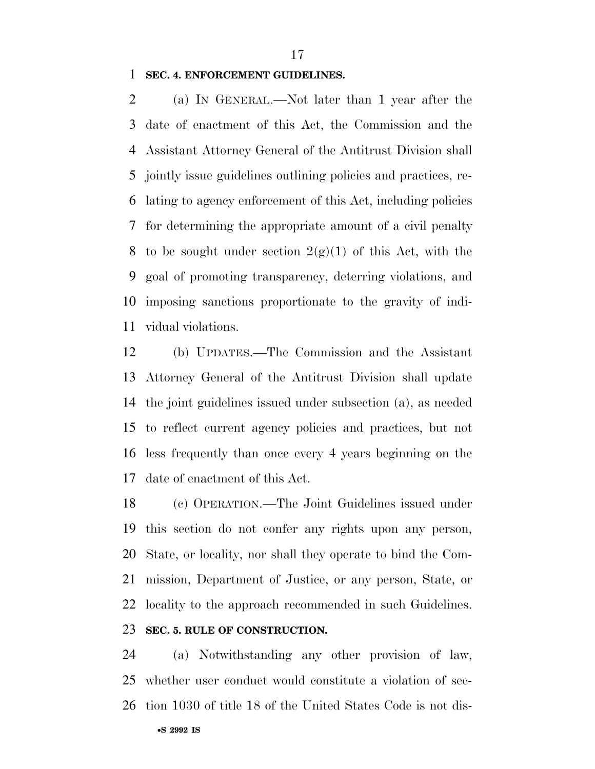**SEC. 4. ENFORCEMENT GUIDELINES.**

(a) IN GENERAL.—Not later than 1 year after the date of enactment of this Act, the Commission and the Assistant Attorney General of the Antitrust Division shall jointly issue guidelines outlining policies and practices, relating to agency enforcement of this Act, including policies for determining the appropriate amount of a civil penalty to be sought under section 2(g)(1) of this Act, with the goal of promoting transparency, deterring violations, and imposing sanctions proportionate to the gravity of individual violations.

(b) UPDATES.—The Commission and the Assistant Attorney General of the Antitrust Division shall update the joint guidelines issued under subsection (a), as needed to reflect current agency policies and practices, but not less frequently than once every 4 years beginning on the date of enactment of this Act.

(c) OPERATION.—The Joint Guidelines issued under this section do not confer any rights upon any person, State, or locality, nor shall they operate to bind the Commission, Department of Justice, or any person, State, or locality to the approach recommended in such Guidelines.

**SEC. 5. RULE OF CONSTRUCTION.**

(a) Notwithstanding any other provision of law, whether user conduct would constitute a violation of section 1030 of title 18 of the United States Code is not dis-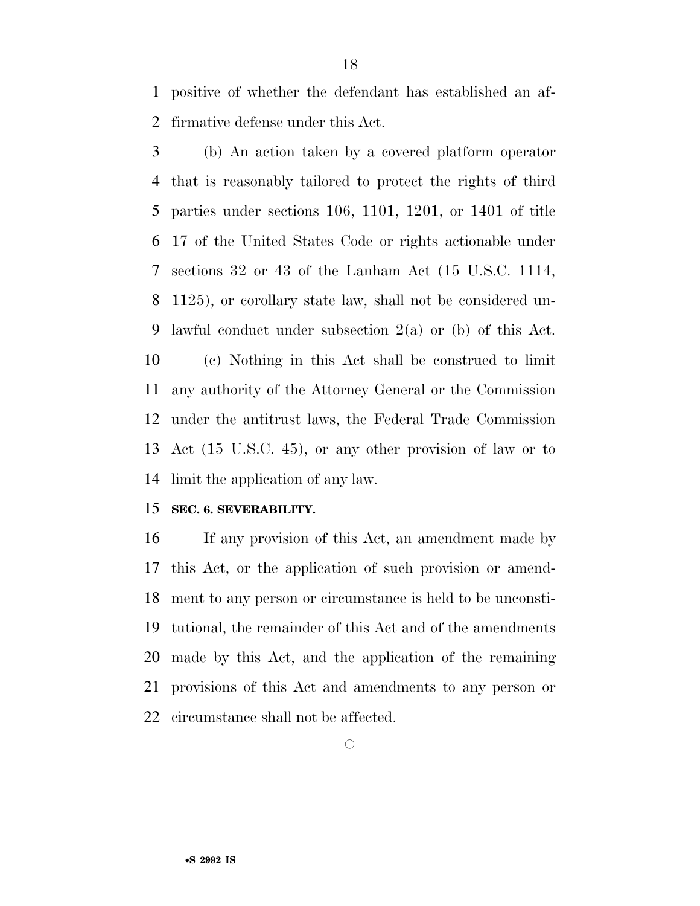positive of whether the defendant has established an affirmative defense under this Act.

(b) An action taken by a covered platform operator that is reasonably tailored to protect the rights of third parties under sections 106, 1101, 1201, or 1401 of title 17 of the United States Code or rights actionable under sections 32 or 43 of the Lanham Act (15 U.S.C. 1114, 1125), or corollary state law, shall not be considered unlawful conduct under subsection 2(a) or (b) of this Act.

(c) Nothing in this Act shall be construed to limit any authority of the Attorney General or the Commission under the antitrust laws, the Federal Trade Commission Act (15 U.S.C. 45), or any other provision of law or to limit the application of any law.

**SEC. 6. SEVERABILITY.**

If any provision of this Act, an amendment made by this Act, or the application of such provision or amendment to any person or circumstance is held to be unconstitutional, the remainder of this Act and of the amendments made by this Act, and the application of the remaining provisions of this Act and amendments to any person or circumstance shall not be affected.

○